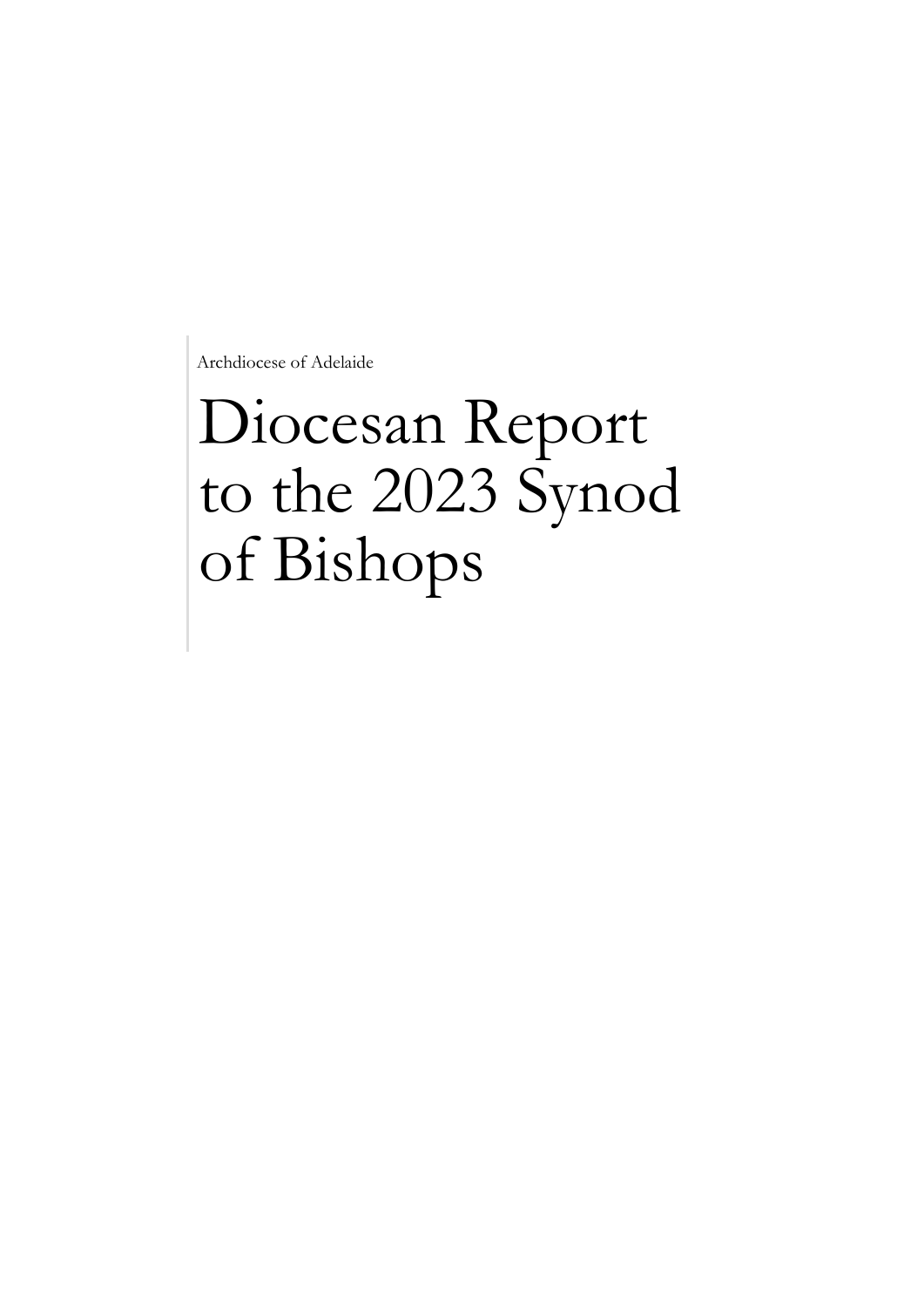Archdiocese of Adelaide

# Diocesan Report to the 2023 Synod of Bishops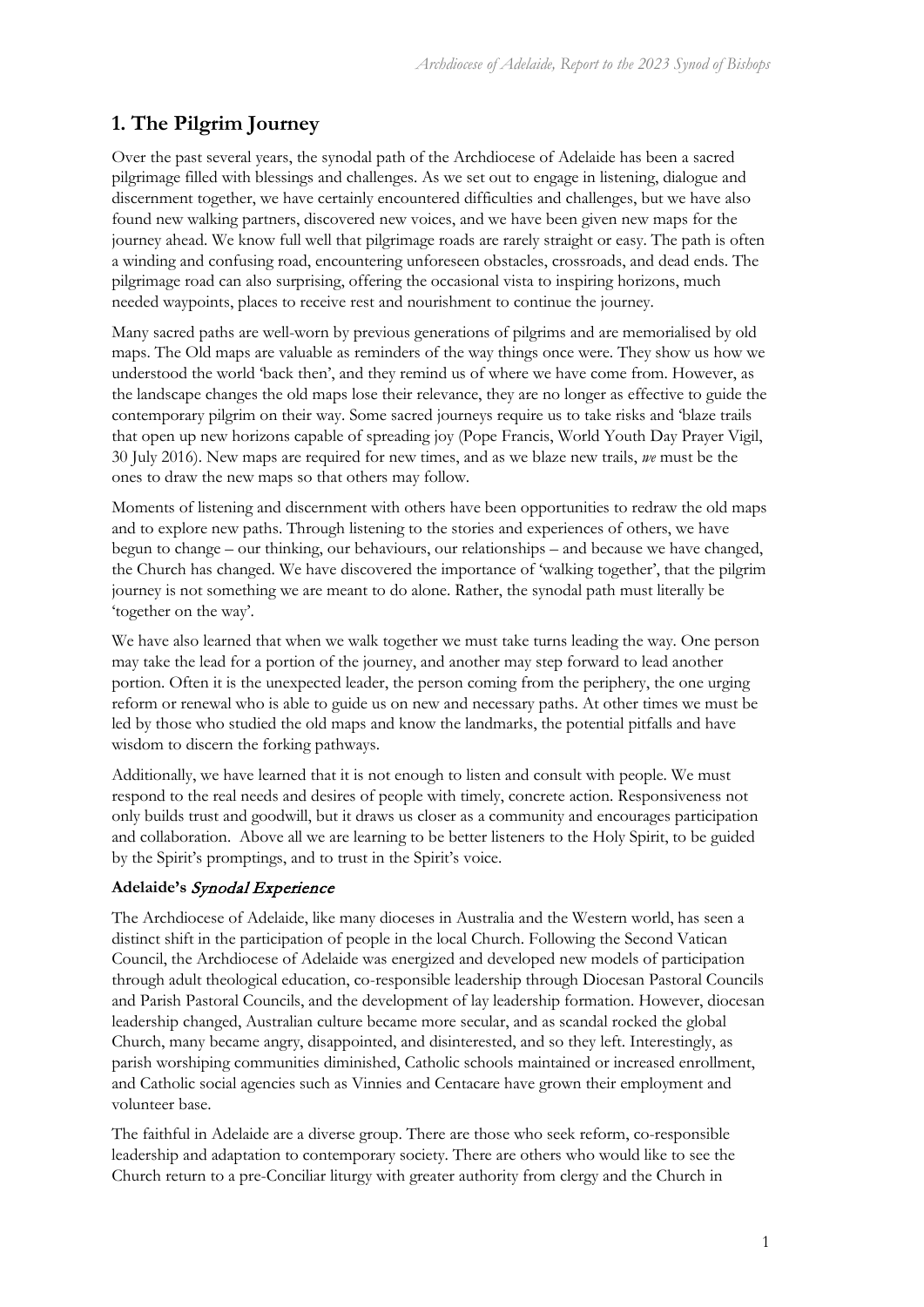## 1. The Pilgrim Journey

Over the past several years, the synodal path of the Archdiocese of Adelaide has been a sacred pilgrimage filled with blessings and challenges. As we set out to engage in listening, dialogue and discernment together, we have certainly encountered difficulties and challenges, but we have also found new walking partners, discovered new voices, and we have been given new maps for the journey ahead. We know full well that pilgrimage roads are rarely straight or easy. The path is often a winding and confusing road, encountering unforeseen obstacles, crossroads, and dead ends. The pilgrimage road can also surprising, offering the occasional vista to inspiring horizons, much needed waypoints, places to receive rest and nourishment to continue the journey.

Many sacred paths are well-worn by previous generations of pilgrims and are memorialised by old maps. The Old maps are valuable as reminders of the way things once were. They show us how we understood the world 'back then', and they remind us of where we have come from. However, as the landscape changes the old maps lose their relevance, they are no longer as effective to guide the contemporary pilgrim on their way. Some sacred journeys require us to take risks and 'blaze trails that open up new horizons capable of spreading joy (Pope Francis, World Youth Day Prayer Vigil, 30 July 2016). New maps are required for new times, and as we blaze new trails, ***we*** must be the ones to draw the new maps so that others may follow.

Moments of listening and discernment with others have been opportunities to redraw the old maps and to explore new paths. Through listening to the stories and experiences of others, we have begun to change – our thinking, our behaviours, our relationships – and because we have changed, the Church has changed. We have discovered the importance of 'walking together', that the pilgrim journey is not something we are meant to do alone. Rather, the synodal path must literally be 'together on the way'.

We have also learned that when we walk together we must take turns leading the way. One person may take the lead for a portion of the journey, and another may step forward to lead another portion. Often it is the unexpected leader, the person coming from the periphery, the one urging reform or renewal who is able to guide us on new and necessary paths. At other times we must be led by those who studied the old maps and know the landmarks, the potential pitfalls and have wisdom to discern the forking pathways.

Additionally, we have learned that it is not enough to listen and consult with people. We must respond to the real needs and desires of people with timely, concrete action. Responsiveness not only builds trust and goodwill, but it draws us closer as a community and encourages participation and collaboration. Above all we are learning to be better listeners to the Holy Spirit, to be guided by the Spirit's promptings, and to trust in the Spirit's voice.

### Adelaide's *Synodal Experience*

The Archdiocese of Adelaide, like many dioceses in Australia and the Western world, has seen a distinct shift in the participation of people in the local Church. Following the Second Vatican Council, the Archdiocese of Adelaide was energized and developed new models of participation through adult theological education, co-responsible leadership through Diocesan Pastoral Councils and Parish Pastoral Councils, and the development of lay leadership formation. However, diocesan leadership changed, Australian culture became more secular, and as scandal rocked the global Church, many became angry, disappointed, and disinterested, and so they left. Interestingly, as parish worshiping communities diminished, Catholic schools maintained or increased enrollment, and Catholic social agencies such as Vinnies and Centacare have grown their employment and volunteer base.

The faithful in Adelaide are a diverse group. There are those who seek reform, co-responsible leadership and adaptation to contemporary society. There are others who would like to see the Church return to a pre-Conciliar liturgy with greater authority from clergy and the Church in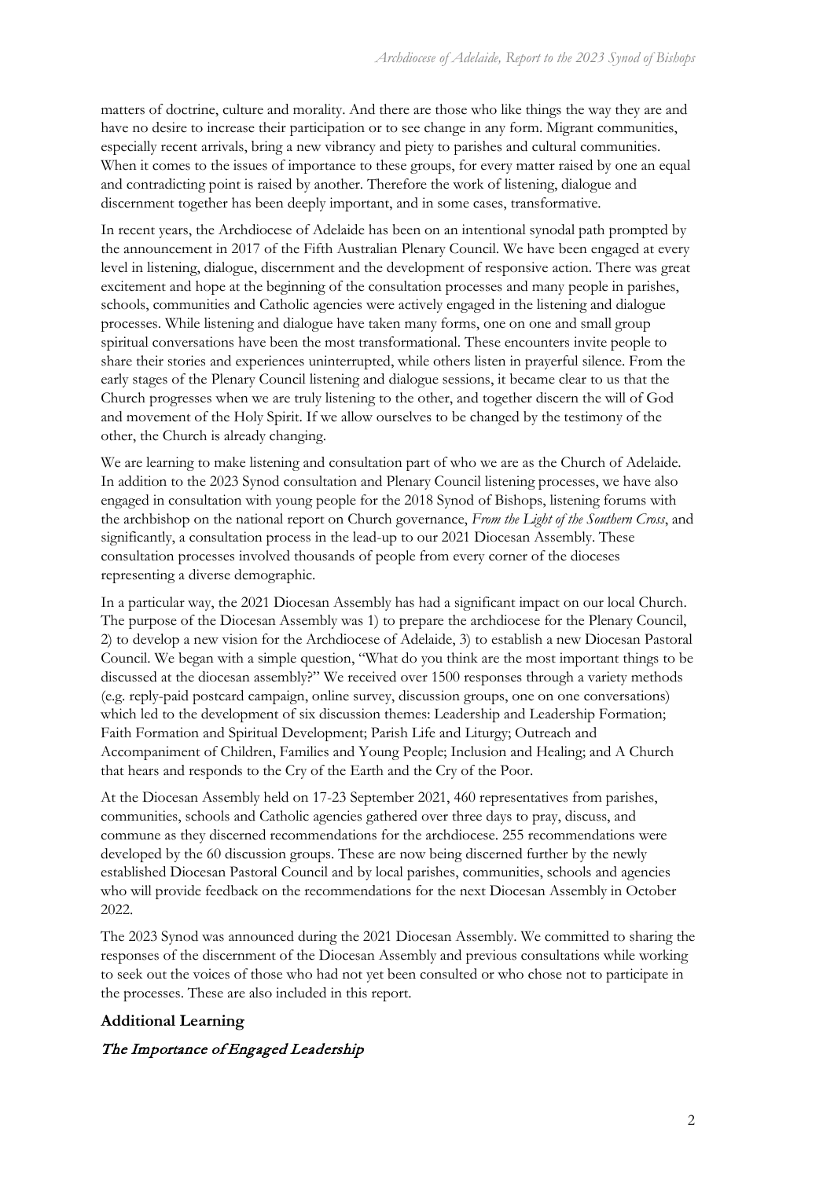matters of doctrine, culture and morality. And there are those who like things the way they are and have no desire to increase their participation or to see change in any form. Migrant communities, especially recent arrivals, bring a new vibrancy and piety to parishes and cultural communities. When it comes to the issues of importance to these groups, for every matter raised by one an equal and contradicting point is raised by another. Therefore the work of listening, dialogue and discernment together has been deeply important, and in some cases, transformative.

In recent years, the Archdiocese of Adelaide has been on an intentional synodal path prompted by the announcement in 2017 of the Fifth Australian Plenary Council. We have been engaged at every level in listening, dialogue, discernment and the development of responsive action. There was great excitement and hope at the beginning of the consultation processes and many people in parishes, schools, communities and Catholic agencies were actively engaged in the listening and dialogue processes. While listening and dialogue have taken many forms, one on one and small group spiritual conversations have been the most transformational. These encounters invite people to share their stories and experiences uninterrupted, while others listen in prayerful silence. From the early stages of the Plenary Council listening and dialogue sessions, it became clear to us that the Church progresses when we are truly listening to the other, and together discern the will of God and movement of the Holy Spirit. If we allow ourselves to be changed by the testimony of the other, the Church is already changing.

We are learning to make listening and consultation part of who we are as the Church of Adelaide. In addition to the 2023 Synod consultation and Plenary Council listening processes, we have also engaged in consultation with young people for the 2018 Synod of Bishops, listening forums with the archbishop on the national report on Church governance, *From the Light of the Southern Cross*, and significantly, a consultation process in the lead-up to our 2021 Diocesan Assembly. These consultation processes involved thousands of people from every corner of the dioceses representing a diverse demographic.

In a particular way, the 2021 Diocesan Assembly has had a significant impact on our local Church. The purpose of the Diocesan Assembly was 1) to prepare the archdiocese for the Plenary Council, 2) to develop a new vision for the Archdiocese of Adelaide, 3) to establish a new Diocesan Pastoral Council. We began with a simple question, "What do you think are the most important things to be discussed at the diocesan assembly?" We received over 1500 responses through a variety methods (e.g. reply-paid postcard campaign, online survey, discussion groups, one on one conversations) which led to the development of six discussion themes: Leadership and Leadership Formation; Faith Formation and Spiritual Development; Parish Life and Liturgy; Outreach and Accompaniment of Children, Families and Young People; Inclusion and Healing; and A Church that hears and responds to the Cry of the Earth and the Cry of the Poor.

At the Diocesan Assembly held on 17-23 September 2021, 460 representatives from parishes, communities, schools and Catholic agencies gathered over three days to pray, discuss, and commune as they discerned recommendations for the archdiocese. 255 recommendations were developed by the 60 discussion groups. These are now being discerned further by the newly established Diocesan Pastoral Council and by local parishes, communities, schools and agencies who will provide feedback on the recommendations for the next Diocesan Assembly in October 2022.

The 2023 Synod was announced during the 2021 Diocesan Assembly. We committed to sharing the responses of the discernment of the Diocesan Assembly and previous consultations while working to seek out the voices of those who had not yet been consulted or who chose not to participate in the processes. These are also included in this report.

## Additional Learning

### *The Importance of Engaged Leadership*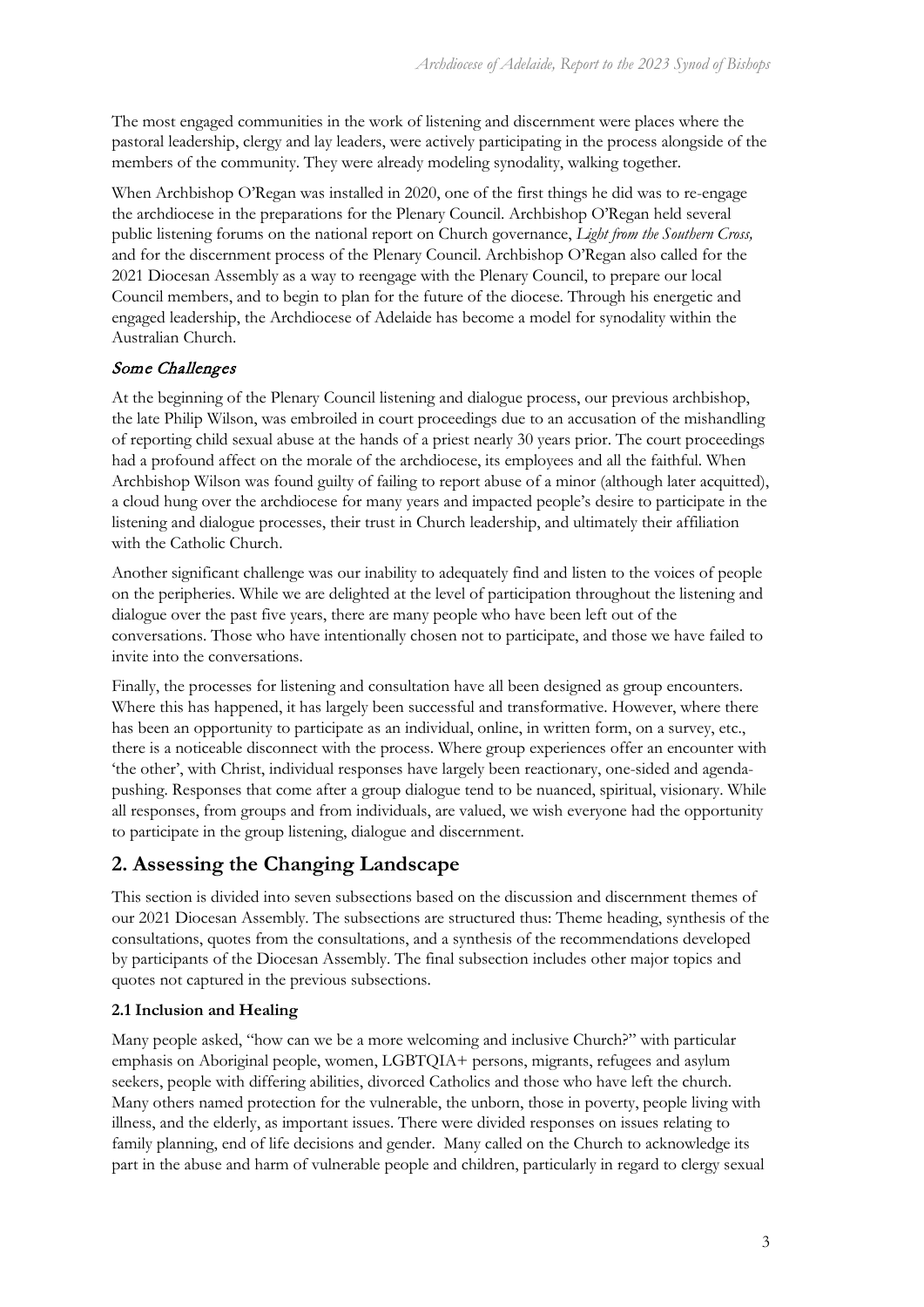The most engaged communities in the work of listening and discernment were places where the pastoral leadership, clergy and lay leaders, were actively participating in the process alongside of the members of the community. They were already modeling synodality, walking together.

When Archbishop O'Regan was installed in 2020, one of the first things he did was to re-engage the archdiocese in the preparations for the Plenary Council. Archbishop O'Regan held several public listening forums on the national report on Church governance, *Light from the Southern Cross,* and for the discernment process of the Plenary Council. Archbishop O'Regan also called for the 2021 Diocesan Assembly as a way to reengage with the Plenary Council, to prepare our local Council members, and to begin to plan for the future of the diocese. Through his energetic and engaged leadership, the Archdiocese of Adelaide has become a model for synodality within the Australian Church.

### *Some Challenges*

At the beginning of the Plenary Council listening and dialogue process, our previous archbishop, the late Philip Wilson, was embroiled in court proceedings due to an accusation of the mishandling of reporting child sexual abuse at the hands of a priest nearly 30 years prior. The court proceedings had a profound affect on the morale of the archdiocese, its employees and all the faithful. When Archbishop Wilson was found guilty of failing to report abuse of a minor (although later acquitted), a cloud hung over the archdiocese for many years and impacted people's desire to participate in the listening and dialogue processes, their trust in Church leadership, and ultimately their affiliation with the Catholic Church.

Another significant challenge was our inability to adequately find and listen to the voices of people on the peripheries. While we are delighted at the level of participation throughout the listening and dialogue over the past five years, there are many people who have been left out of the conversations. Those who have intentionally chosen not to participate, and those we have failed to invite into the conversations.

Finally, the processes for listening and consultation have all been designed as group encounters. Where this has happened, it has largely been successful and transformative. However, where there has been an opportunity to participate as an individual, online, in written form, on a survey, etc., there is a noticeable disconnect with the process. Where group experiences offer an encounter with 'the other', with Christ, individual responses have largely been reactionary, one-sided and agenda-pushing. Responses that come after a group dialogue tend to be nuanced, spiritual, visionary. While all responses, from groups and from individuals, are valued, we wish everyone had the opportunity to participate in the group listening, dialogue and discernment.

## 2. Assessing the Changing Landscape

This section is divided into seven subsections based on the discussion and discernment themes of our 2021 Diocesan Assembly. The subsections are structured thus: Theme heading, synthesis of the consultations, quotes from the consultations, and a synthesis of the recommendations developed by participants of the Diocesan Assembly. The final subsection includes other major topics and quotes not captured in the previous subsections.

### 2.1 Inclusion and Healing

Many people asked, "how can we be a more welcoming and inclusive Church?" with particular emphasis on Aboriginal people, women, LGBTQIA+ persons, migrants, refugees and asylum seekers, people with differing abilities, divorced Catholics and those who have left the church. Many others named protection for the vulnerable, the unborn, those in poverty, people living with illness, and the elderly, as important issues. There were divided responses on issues relating to family planning, end of life decisions and gender. Many called on the Church to acknowledge its part in the abuse and harm of vulnerable people and children, particularly in regard to clergy sexual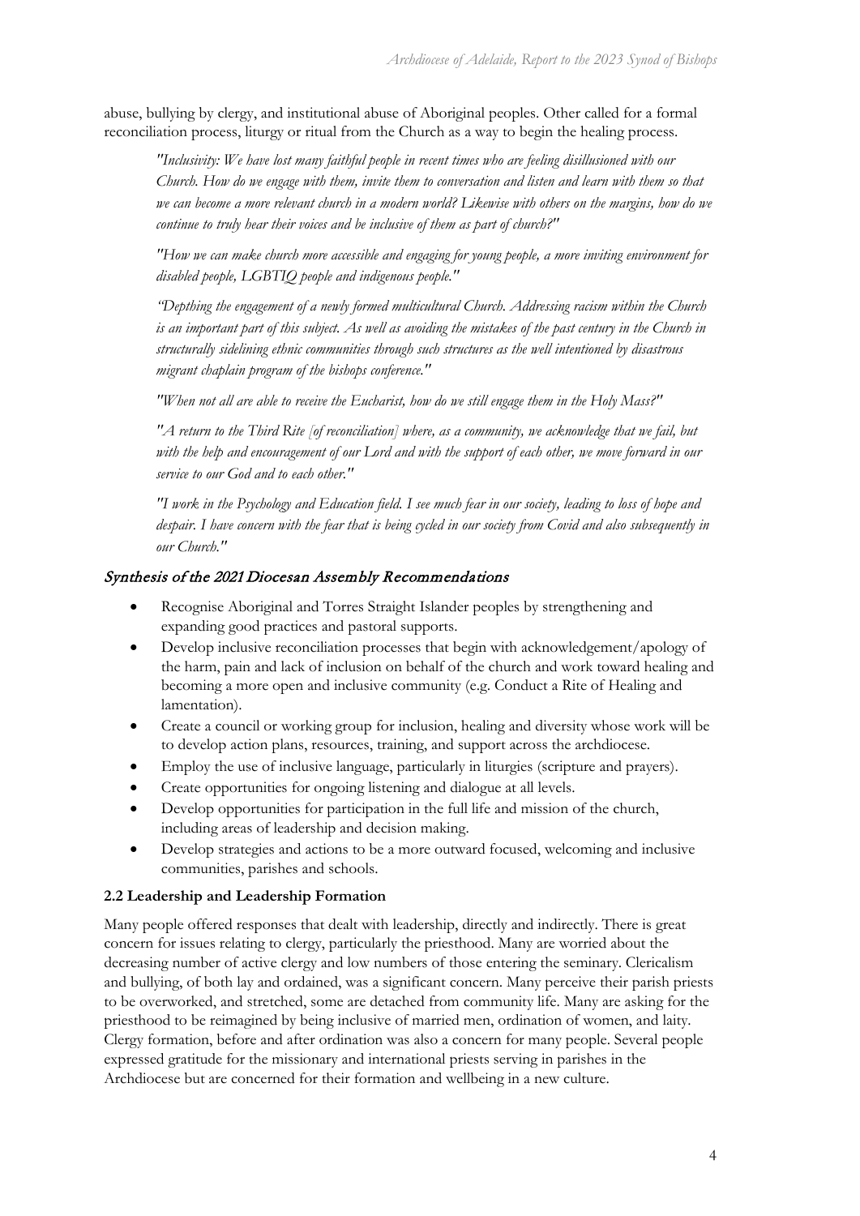abuse, bullying by clergy, and institutional abuse of Aboriginal peoples. Other called for a formal reconciliation process, liturgy or ritual from the Church as a way to begin the healing process.

> *"Inclusivity: We have lost many faithful people in recent times who are feeling disillusioned with our Church. How do we engage with them, invite them to conversation and listen and learn with them so that we can become a more relevant church in a modern world? Likewise with others on the margins, how do we continue to truly hear their voices and be inclusive of them as part of church?"*
>
> *"How we can make church more accessible and engaging for young people, a more inviting environment for disabled people, LGBTIQ people and indigenous people."*
>
> *"Depthing the engagement of a newly formed multicultural Church. Addressing racism within the Church is an important part of this subject. As well as avoiding the mistakes of the past century in the Church in structurally sidelining ethnic communities through such structures as the well intentioned by disastrous migrant chaplain program of the bishops conference."*
>
> *"When not all are able to receive the Eucharist, how do we still engage them in the Holy Mass?"*
>
> *"A return to the Third Rite [of reconciliation] where, as a community, we acknowledge that we fail, but with the help and encouragement of our Lord and with the support of each other, we move forward in our service to our God and to each other."*
>
> *"I work in the Psychology and Education field. I see much fear in our society, leading to loss of hope and despair. I have concern with the fear that is being cycled in our society from Covid and also subsequently in our Church."*

### *Synthesis of the 2021 Diocesan Assembly Recommendations*

- Recognise Aboriginal and Torres Straight Islander peoples by strengthening and expanding good practices and pastoral supports.
- Develop inclusive reconciliation processes that begin with acknowledgement/apology of the harm, pain and lack of inclusion on behalf of the church and work toward healing and becoming a more open and inclusive community (e.g. Conduct a Rite of Healing and lamentation).
- Create a council or working group for inclusion, healing and diversity whose work will be to develop action plans, resources, training, and support across the archdiocese.
- Employ the use of inclusive language, particularly in liturgies (scripture and prayers).
- Create opportunities for ongoing listening and dialogue at all levels.
- Develop opportunities for participation in the full life and mission of the church, including areas of leadership and decision making.
- Develop strategies and actions to be a more outward focused, welcoming and inclusive communities, parishes and schools.

### 2.2 Leadership and Leadership Formation

Many people offered responses that dealt with leadership, directly and indirectly. There is great concern for issues relating to clergy, particularly the priesthood. Many are worried about the decreasing number of active clergy and low numbers of those entering the seminary. Clericalism and bullying, of both lay and ordained, was a significant concern. Many perceive their parish priests to be overworked, and stretched, some are detached from community life. Many are asking for the priesthood to be reimagined by being inclusive of married men, ordination of women, and laity. Clergy formation, before and after ordination was also a concern for many people. Several people expressed gratitude for the missionary and international priests serving in parishes in the Archdiocese but are concerned for their formation and wellbeing in a new culture.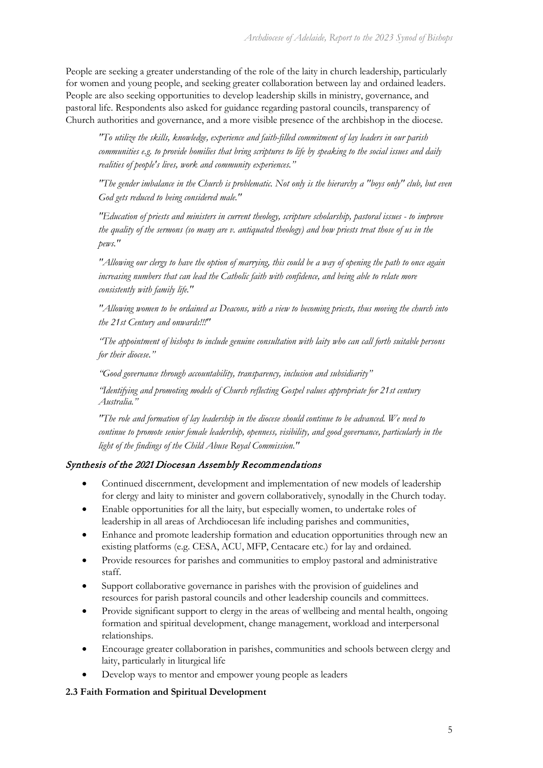People are seeking a greater understanding of the role of the laity in church leadership, particularly for women and young people, and seeking greater collaboration between lay and ordained leaders. People are also seeking opportunities to develop leadership skills in ministry, governance, and pastoral life. Respondents also asked for guidance regarding pastoral councils, transparency of Church authorities and governance, and a more visible presence of the archbishop in the diocese.

> *"To utilize the skills, knowledge, experience and faith-filled commitment of lay leaders in our parish communities e.g. to provide homilies that bring scriptures to life by speaking to the social issues and daily realities of people's lives, work and community experiences."*
>
> *"The gender imbalance in the Church is problematic. Not only is the hierarchy a "boys only" club, but even God gets reduced to being considered male."*
>
> *"Education of priests and ministers in current theology, scripture scholarship, pastoral issues - to improve the quality of the sermons (so many are v. antiquated theology) and how priests treat those of us in the pews."*
>
> *"Allowing our clergy to have the option of marrying, this could be a way of opening the path to once again increasing numbers that can lead the Catholic faith with confidence, and being able to relate more consistently with family life."*
>
> *"Allowing women to be ordained as Deacons, with a view to becoming priests, thus moving the church into the 21st Century and onwards!!!"*
>
> *"The appointment of bishops to include genuine consultation with laity who can call forth suitable persons for their diocese."*
>
> *"Good governance through accountability, transparency, inclusion and subsidiarity"*
>
> *"Identifying and promoting models of Church reflecting Gospel values appropriate for 21st century Australia."*
>
> *"The role and formation of lay leadership in the diocese should continue to be advanced. We need to continue to promote senior female leadership, openness, visibility, and good governance, particularly in the light of the findings of the Child Abuse Royal Commission."*

### *Synthesis of the 2021 Diocesan Assembly Recommendations*

- Continued discernment, development and implementation of new models of leadership for clergy and laity to minister and govern collaboratively, synodally in the Church today.
- Enable opportunities for all the laity, but especially women, to undertake roles of leadership in all areas of Archdiocesan life including parishes and communities,
- Enhance and promote leadership formation and education opportunities through new an existing platforms (e.g. CESA, ACU, MFP, Centacare etc.) for lay and ordained.
- Provide resources for parishes and communities to employ pastoral and administrative staff.
- Support collaborative governance in parishes with the provision of guidelines and resources for parish pastoral councils and other leadership councils and committees.
- Provide significant support to clergy in the areas of wellbeing and mental health, ongoing formation and spiritual development, change management, workload and interpersonal relationships.
- Encourage greater collaboration in parishes, communities and schools between clergy and laity, particularly in liturgical life
- Develop ways to mentor and empower young people as leaders

**2.3 Faith Formation and Spiritual Development**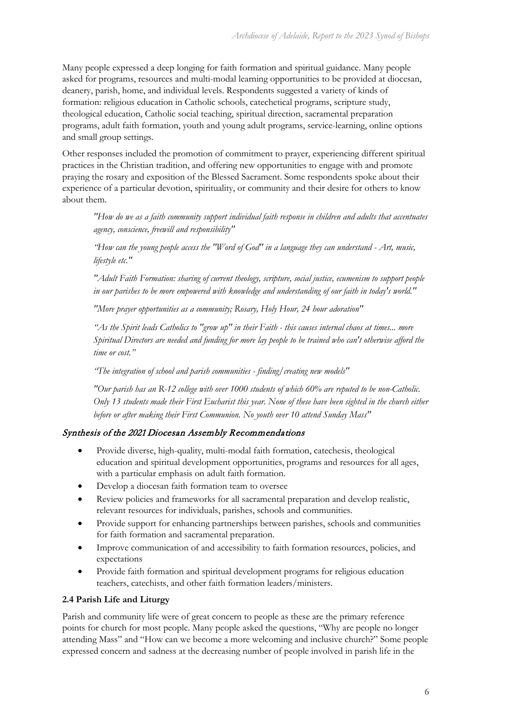Many people expressed a deep longing for faith formation and spiritual guidance. Many people asked for programs, resources and multi-modal learning opportunities to be provided at diocesan, deanery, parish, home, and individual levels. Respondents suggested a variety of kinds of formation: religious education in Catholic schools, catechetical programs, scripture study, theological education, Catholic social teaching, spiritual direction, sacramental preparation programs, adult faith formation, youth and young adult programs, service-learning, online options and small group settings.

Other responses included the promotion of commitment to prayer, experiencing different spiritual practices in the Christian tradition, and offering new opportunities to engage with and promote praying the rosary and exposition of the Blessed Sacrament. Some respondents spoke about their experience of a particular devotion, spirituality, or community and their desire for others to know about them.

> *"How do we as a faith community support individual faith response in children and adults that accentuates agency, conscience, freewill and responsibility"*
>
> *"How can the young people access the "Word of God" in a language they can understand - Art, music, lifestyle etc."*
>
> *"Adult Faith Formation: sharing of current theology, scripture, social justice, ecumenism to support people in our parishes to be more empowered with knowledge and understanding of our faith in today's world."*
>
> *"More prayer opportunities as a community; Rosary, Holy Hour, 24 hour adoration"*
>
> *"As the Spirit leads Catholics to "grow up" in their Faith - this causes internal chaos at times... more Spiritual Directors are needed and funding for more lay people to be trained who can't otherwise afford the time or cost."*
>
> *"The integration of school and parish communities - finding/creating new models"*
>
> *"Our parish has an R-12 college with over 1000 students of which 60% are reputed to be non-Catholic. Only 13 students made their First Eucharist this year. None of these have been sighted in the church either before or after making their First Communion. No youth over 10 attend Sunday Mass"*

### *Synthesis of the 2021 Diocesan Assembly Recommendations*

- Provide diverse, high-quality, multi-modal faith formation, catechesis, theological education and spiritual development opportunities, programs and resources for all ages, with a particular emphasis on adult faith formation.
- Develop a diocesan faith formation team to oversee
- Review policies and frameworks for all sacramental preparation and develop realistic, relevant resources for individuals, parishes, schools and communities.
- Provide support for enhancing partnerships between parishes, schools and communities for faith formation and sacramental preparation.
- Improve communication of and accessibility to faith formation resources, policies, and expectations
- Provide faith formation and spiritual development programs for religious education teachers, catechists, and other faith formation leaders/ministers.

**2.4 Parish Life and Liturgy**

Parish and community life were of great concern to people as these are the primary reference points for church for most people. Many people asked the questions, "Why are people no longer attending Mass" and "How can we become a more welcoming and inclusive church?" Some people expressed concern and sadness at the decreasing number of people involved in parish life in the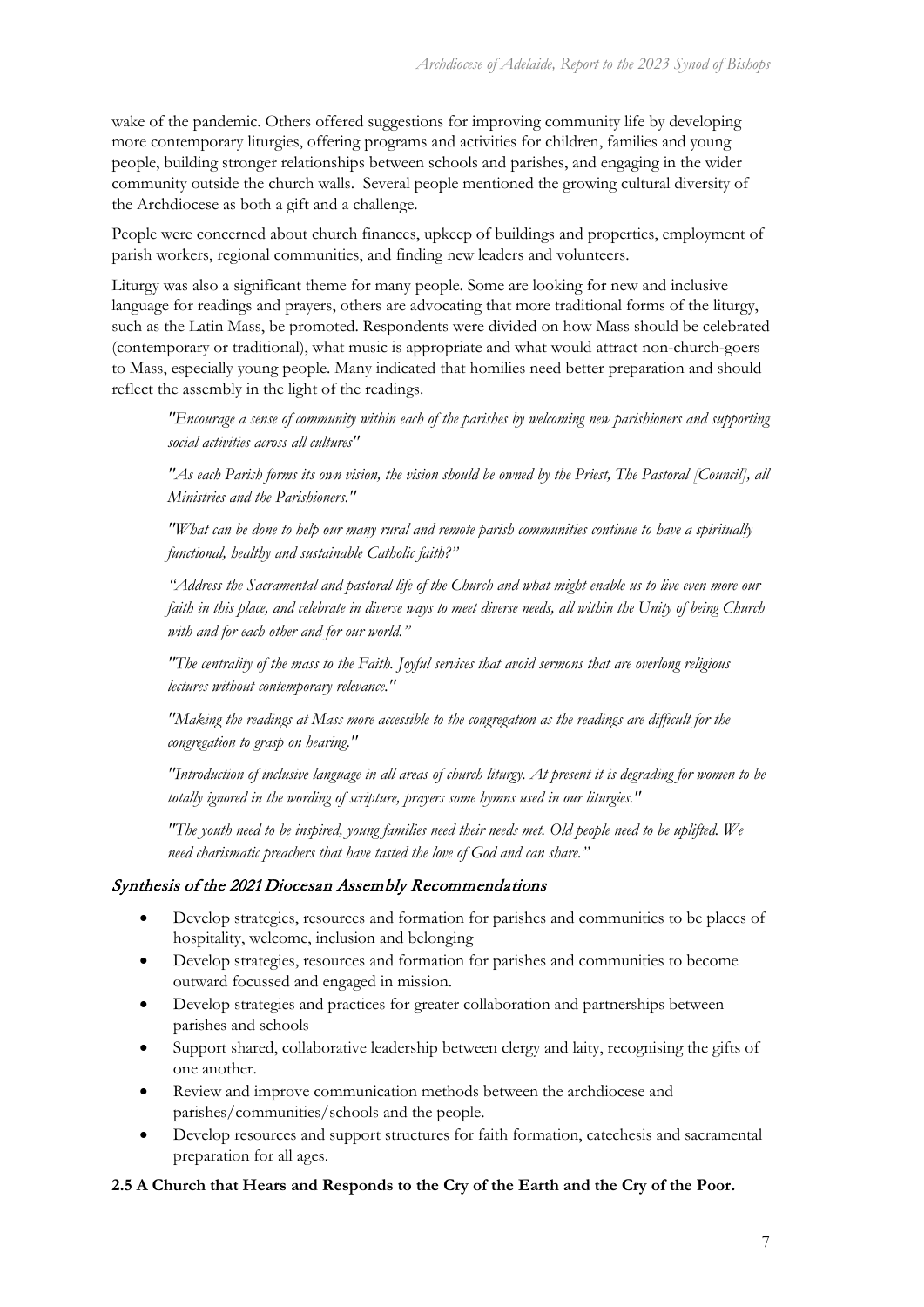wake of the pandemic. Others offered suggestions for improving community life by developing more contemporary liturgies, offering programs and activities for children, families and young people, building stronger relationships between schools and parishes, and engaging in the wider community outside the church walls. Several people mentioned the growing cultural diversity of the Archdiocese as both a gift and a challenge.

People were concerned about church finances, upkeep of buildings and properties, employment of parish workers, regional communities, and finding new leaders and volunteers.

Liturgy was also a significant theme for many people. Some are looking for new and inclusive language for readings and prayers, others are advocating that more traditional forms of the liturgy, such as the Latin Mass, be promoted. Respondents were divided on how Mass should be celebrated (contemporary or traditional), what music is appropriate and what would attract non-church-goers to Mass, especially young people. Many indicated that homilies need better preparation and should reflect the assembly in the light of the readings.

> *"Encourage a sense of community within each of the parishes by welcoming new parishioners and supporting social activities across all cultures"*

> *"As each Parish forms its own vision, the vision should be owned by the Priest, The Pastoral [Council], all Ministries and the Parishioners."*

> *"What can be done to help our many rural and remote parish communities continue to have a spiritually functional, healthy and sustainable Catholic faith?"*

> *"Address the Sacramental and pastoral life of the Church and what might enable us to live even more our faith in this place, and celebrate in diverse ways to meet diverse needs, all within the Unity of being Church with and for each other and for our world."*

> *"The centrality of the mass to the Faith. Joyful services that avoid sermons that are overlong religious lectures without contemporary relevance."*

> *"Making the readings at Mass more accessible to the congregation as the readings are difficult for the congregation to grasp on hearing."*

> *"Introduction of inclusive language in all areas of church liturgy. At present it is degrading for women to be totally ignored in the wording of scripture, prayers some hymns used in our liturgies."*

> *"The youth need to be inspired, young families need their needs met. Old people need to be uplifted. We need charismatic preachers that have tasted the love of God and can share."*

### *Synthesis of the 2021 Diocesan Assembly Recommendations*

- Develop strategies, resources and formation for parishes and communities to be places of hospitality, welcome, inclusion and belonging
- Develop strategies, resources and formation for parishes and communities to become outward focussed and engaged in mission.
- Develop strategies and practices for greater collaboration and partnerships between parishes and schools
- Support shared, collaborative leadership between clergy and laity, recognising the gifts of one another.
- Review and improve communication methods between the archdiocese and parishes/communities/schools and the people.
- Develop resources and support structures for faith formation, catechesis and sacramental preparation for all ages.

### 2.5 A Church that Hears and Responds to the Cry of the Earth and the Cry of the Poor.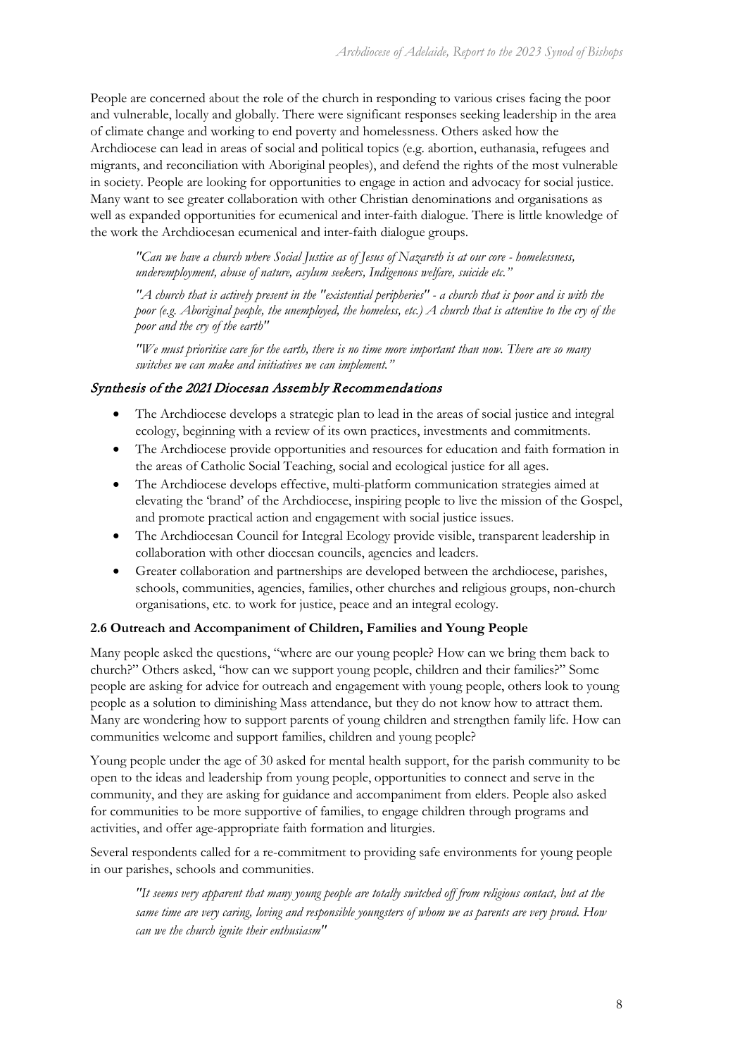People are concerned about the role of the church in responding to various crises facing the poor and vulnerable, locally and globally. There were significant responses seeking leadership in the area of climate change and working to end poverty and homelessness. Others asked how the Archdiocese can lead in areas of social and political topics (e.g. abortion, euthanasia, refugees and migrants, and reconciliation with Aboriginal peoples), and defend the rights of the most vulnerable in society. People are looking for opportunities to engage in action and advocacy for social justice. Many want to see greater collaboration with other Christian denominations and organisations as well as expanded opportunities for ecumenical and inter-faith dialogue. There is little knowledge of the work the Archdiocesan ecumenical and inter-faith dialogue groups.

> *"Can we have a church where Social Justice as of Jesus of Nazareth is at our core - homelessness, underemployment, abuse of nature, asylum seekers, Indigenous welfare, suicide etc."*
>
> *"A church that is actively present in the "existential peripheries" - a church that is poor and is with the poor (e.g. Aboriginal people, the unemployed, the homeless, etc.) A church that is attentive to the cry of the poor and the cry of the earth"*
>
> *"We must prioritise care for the earth, there is no time more important than now. There are so many switches we can make and initiatives we can implement."*

### *Synthesis of the 2021 Diocesan Assembly Recommendations*

- The Archdiocese develops a strategic plan to lead in the areas of social justice and integral ecology, beginning with a review of its own practices, investments and commitments.
- The Archdiocese provide opportunities and resources for education and faith formation in the areas of Catholic Social Teaching, social and ecological justice for all ages.
- The Archdiocese develops effective, multi-platform communication strategies aimed at elevating the 'brand' of the Archdiocese, inspiring people to live the mission of the Gospel, and promote practical action and engagement with social justice issues.
- The Archdiocesan Council for Integral Ecology provide visible, transparent leadership in collaboration with other diocesan councils, agencies and leaders.
- Greater collaboration and partnerships are developed between the archdiocese, parishes, schools, communities, agencies, families, other churches and religious groups, non-church organisations, etc. to work for justice, peace and an integral ecology.

### 2.6 Outreach and Accompaniment of Children, Families and Young People

Many people asked the questions, "where are our young people? How can we bring them back to church?" Others asked, "how can we support young people, children and their families?" Some people are asking for advice for outreach and engagement with young people, others look to young people as a solution to diminishing Mass attendance, but they do not know how to attract them. Many are wondering how to support parents of young children and strengthen family life. How can communities welcome and support families, children and young people?

Young people under the age of 30 asked for mental health support, for the parish community to be open to the ideas and leadership from young people, opportunities to connect and serve in the community, and they are asking for guidance and accompaniment from elders. People also asked for communities to be more supportive of families, to engage children through programs and activities, and offer age-appropriate faith formation and liturgies.

Several respondents called for a re-commitment to providing safe environments for young people in our parishes, schools and communities.

> *"It seems very apparent that many young people are totally switched off from religious contact, but at the same time are very caring, loving and responsible youngsters of whom we as parents are very proud. How can we the church ignite their enthusiasm"*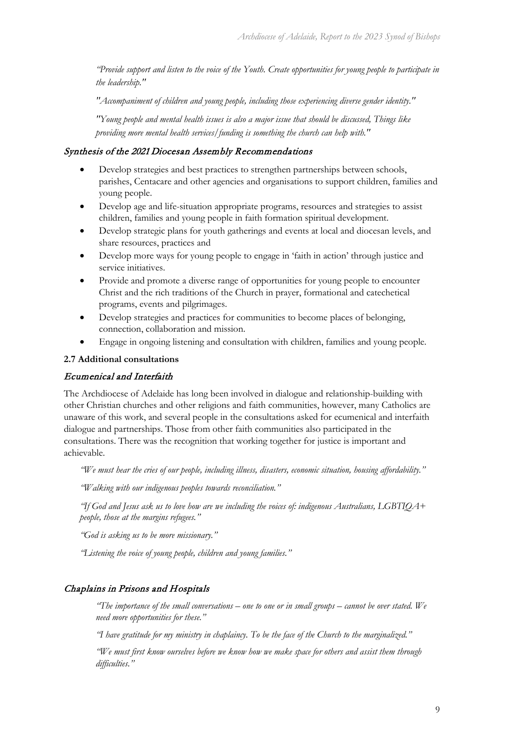*"Provide support and listen to the voice of the Youth. Create opportunities for young people to participate in the leadership."*

*"Accompaniment of children and young people, including those experiencing diverse gender identity."*

*"Young people and mental health issues is also a major issue that should be discussed, Things like providing more mental health services/funding is something the church can help with."*

### *Synthesis of the 2021 Diocesan Assembly Recommendations*

- Develop strategies and best practices to strengthen partnerships between schools, parishes, Centacare and other agencies and organisations to support children, families and young people.
- Develop age and life-situation appropriate programs, resources and strategies to assist children, families and young people in faith formation spiritual development.
- Develop strategic plans for youth gatherings and events at local and diocesan levels, and share resources, practices and
- Develop more ways for young people to engage in 'faith in action' through justice and service initiatives.
- Provide and promote a diverse range of opportunities for young people to encounter Christ and the rich traditions of the Church in prayer, formational and catechetical programs, events and pilgrimages.
- Develop strategies and practices for communities to become places of belonging, connection, collaboration and mission.
- Engage in ongoing listening and consultation with children, families and young people.

**2.7 Additional consultations**

### *Ecumenical and Interfaith*

The Archdiocese of Adelaide has long been involved in dialogue and relationship-building with other Christian churches and other religions and faith communities, however, many Catholics are unaware of this work, and several people in the consultations asked for ecumenical and interfaith dialogue and partnerships. Those from other faith communities also participated in the consultations. There was the recognition that working together for justice is important and achievable.

*"We must hear the cries of our people, including illness, disasters, economic situation, housing affordability."*

*"Walking with our indigenous peoples towards reconciliation."*

*"If God and Jesus ask us to love how are we including the voices of: indigenous Australians, LGBTIQA+ people, those at the margins refugees."*

*"God is asking us to be more missionary."*

*"Listening the voice of young people, children and young families."*

### *Chaplains in Prisons and Hospitals*

*"The importance of the small conversations – one to one or in small groups – cannot be over stated. We need more opportunities for these."*

*"I have gratitude for my ministry in chaplaincy. To be the face of the Church to the marginalized."*

*"We must first know ourselves before we know how we make space for others and assist them through difficulties."*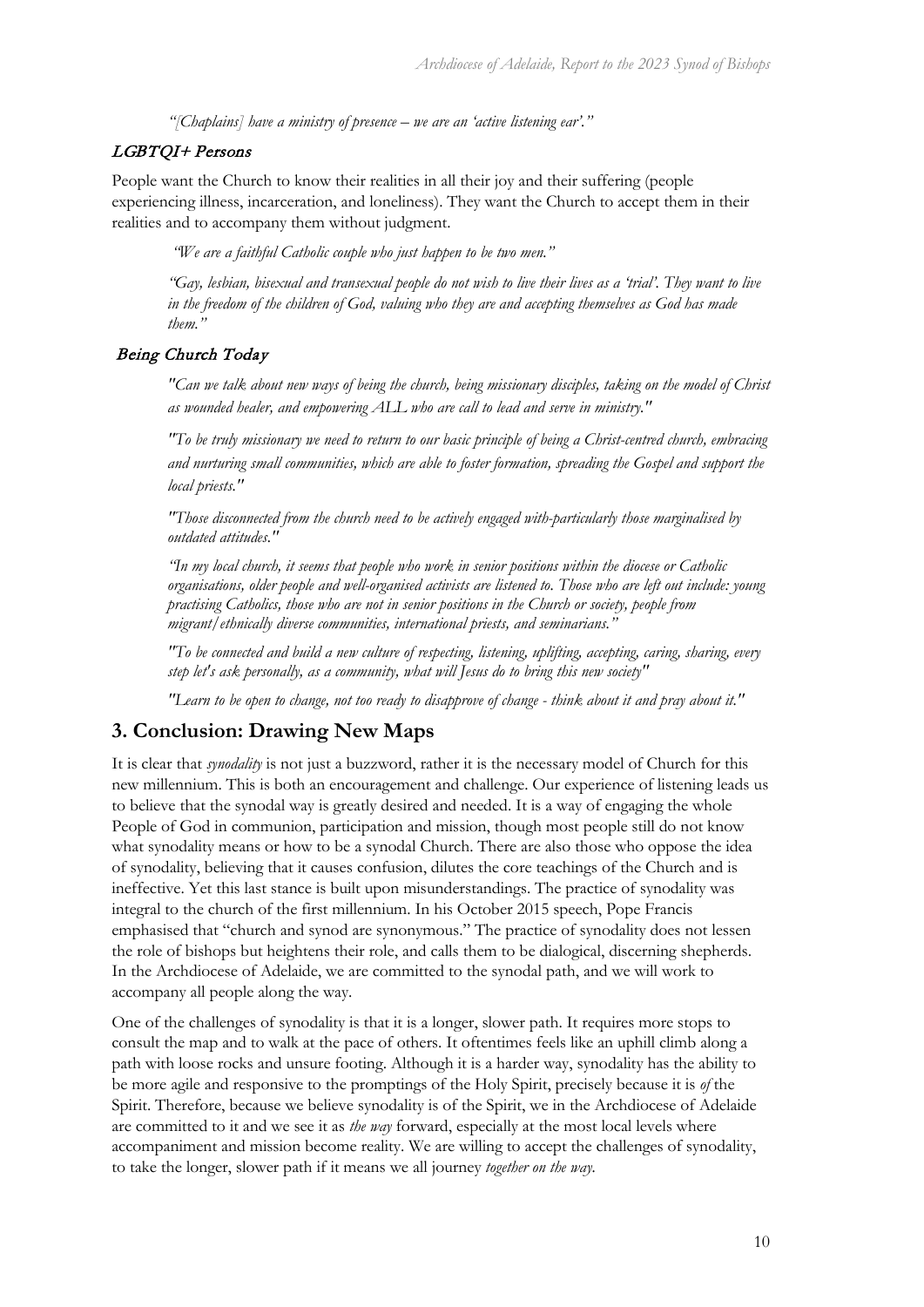*"[Chaplains] have a ministry of presence – we are an 'active listening ear'."*

### *LGBTQI+ Persons*

People want the Church to know their realities in all their joy and their suffering (people experiencing illness, incarceration, and loneliness). They want the Church to accept them in their realities and to accompany them without judgment.

> *"We are a faithful Catholic couple who just happen to be two men."*
>
> *"Gay, lesbian, bisexual and transexual people do not wish to live their lives as a 'trial'. They want to live in the freedom of the children of God, valuing who they are and accepting themselves as God has made them."*

### *Being Church Today*

> *"Can we talk about new ways of being the church, being missionary disciples, taking on the model of Christ as wounded healer, and empowering ALL who are call to lead and serve in ministry."*
>
> *"To be truly missionary we need to return to our basic principle of being a Christ-centred church, embracing and nurturing small communities, which are able to foster formation, spreading the Gospel and support the local priests."*
>
> *"Those disconnected from the church need to be actively engaged with-particularly those marginalised by outdated attitudes."*
>
> *"In my local church, it seems that people who work in senior positions within the diocese or Catholic organisations, older people and well-organised activists are listened to. Those who are left out include: young practising Catholics, those who are not in senior positions in the Church or society, people from migrant/ethnically diverse communities, international priests, and seminarians."*
>
> *"To be connected and build a new culture of respecting, listening, uplifting, accepting, caring, sharing, every step let's ask personally, as a community, what will Jesus do to bring this new society"*
>
> *"Learn to be open to change, not too ready to disapprove of change - think about it and pray about it."*

## 3. Conclusion: Drawing New Maps

It is clear that *synodality* is not just a buzzword, rather it is the necessary model of Church for this new millennium. This is both an encouragement and challenge. Our experience of listening leads us to believe that the synodal way is greatly desired and needed. It is a way of engaging the whole People of God in communion, participation and mission, though most people still do not know what synodality means or how to be a synodal Church. There are also those who oppose the idea of synodality, believing that it causes confusion, dilutes the core teachings of the Church and is ineffective. Yet this last stance is built upon misunderstandings. The practice of synodality was integral to the church of the first millennium. In his October 2015 speech, Pope Francis emphasised that "church and synod are synonymous." The practice of synodality does not lessen the role of bishops but heightens their role, and calls them to be dialogical, discerning shepherds. In the Archdiocese of Adelaide, we are committed to the synodal path, and we will work to accompany all people along the way.

One of the challenges of synodality is that it is a longer, slower path. It requires more stops to consult the map and to walk at the pace of others. It oftentimes feels like an uphill climb along a path with loose rocks and unsure footing. Although it is a harder way, synodality has the ability to be more agile and responsive to the promptings of the Holy Spirit, precisely because it is *of* the Spirit. Therefore, because we believe synodality is of the Spirit, we in the Archdiocese of Adelaide are committed to it and we see it as *the way* forward, especially at the most local levels where accompaniment and mission become reality. We are willing to accept the challenges of synodality, to take the longer, slower path if it means we all journey *together on the way*.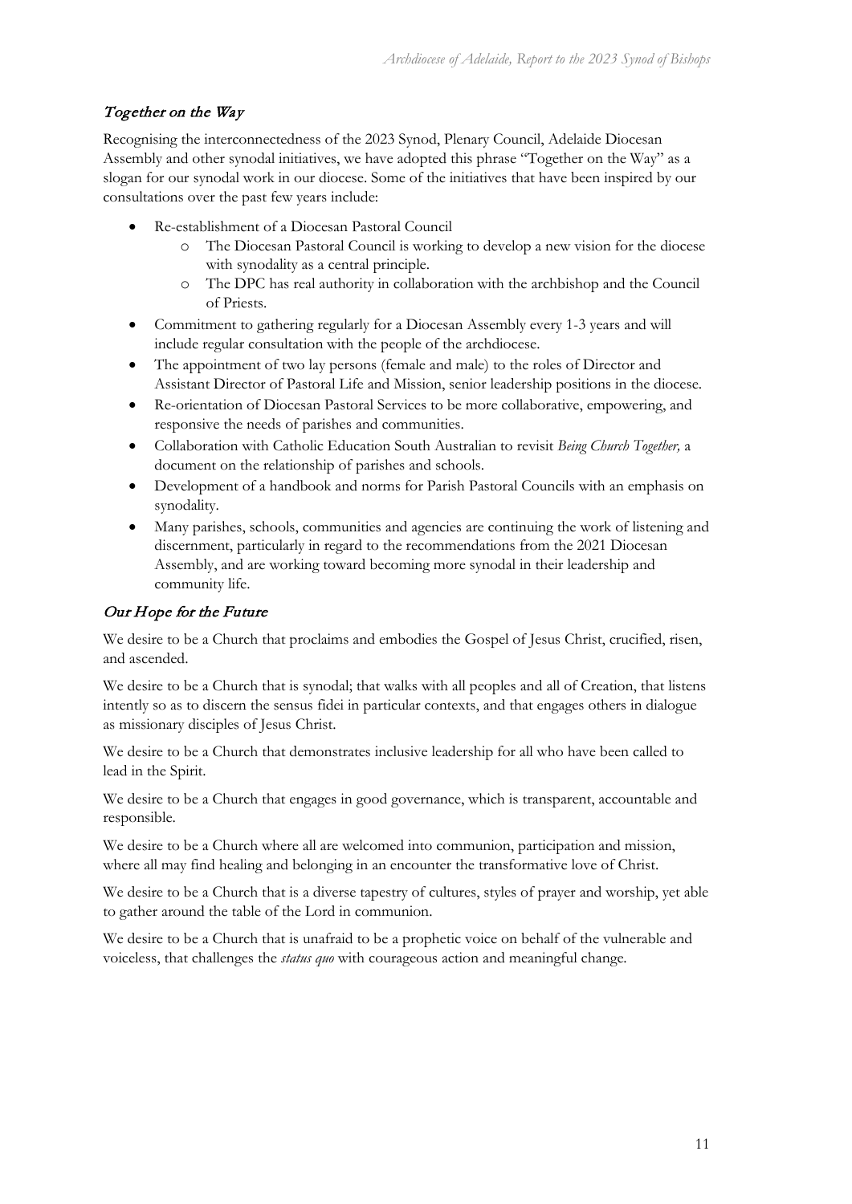## *Together on the Way*

Recognising the interconnectedness of the 2023 Synod, Plenary Council, Adelaide Diocesan Assembly and other synodal initiatives, we have adopted this phrase "Together on the Way" as a slogan for our synodal work in our diocese. Some of the initiatives that have been inspired by our consultations over the past few years include:

- Re-establishment of a Diocesan Pastoral Council
    - The Diocesan Pastoral Council is working to develop a new vision for the diocese with synodality as a central principle.
    - The DPC has real authority in collaboration with the archbishop and the Council of Priests.
- Commitment to gathering regularly for a Diocesan Assembly every 1-3 years and will include regular consultation with the people of the archdiocese.
- The appointment of two lay persons (female and male) to the roles of Director and Assistant Director of Pastoral Life and Mission, senior leadership positions in the diocese.
- Re-orientation of Diocesan Pastoral Services to be more collaborative, empowering, and responsive the needs of parishes and communities.
- Collaboration with Catholic Education South Australian to revisit *Being Church Together,* a document on the relationship of parishes and schools.
- Development of a handbook and norms for Parish Pastoral Councils with an emphasis on synodality.
- Many parishes, schools, communities and agencies are continuing the work of listening and discernment, particularly in regard to the recommendations from the 2021 Diocesan Assembly, and are working toward becoming more synodal in their leadership and community life.

## *Our Hope for the Future*

We desire to be a Church that proclaims and embodies the Gospel of Jesus Christ, crucified, risen, and ascended.

We desire to be a Church that is synodal; that walks with all peoples and all of Creation, that listens intently so as to discern the sensus fidei in particular contexts, and that engages others in dialogue as missionary disciples of Jesus Christ.

We desire to be a Church that demonstrates inclusive leadership for all who have been called to lead in the Spirit.

We desire to be a Church that engages in good governance, which is transparent, accountable and responsible.

We desire to be a Church where all are welcomed into communion, participation and mission, where all may find healing and belonging in an encounter the transformative love of Christ.

We desire to be a Church that is a diverse tapestry of cultures, styles of prayer and worship, yet able to gather around the table of the Lord in communion.

We desire to be a Church that is unafraid to be a prophetic voice on behalf of the vulnerable and voiceless, that challenges the *status quo* with courageous action and meaningful change.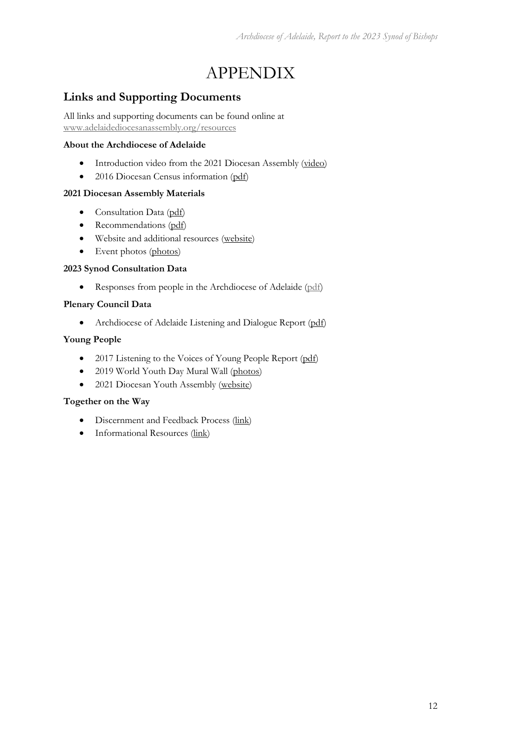# APPENDIX

## Links and Supporting Documents

All links and supporting documents can be found online at www.adelaidediocesanassembly.org/resources

**About the Archdiocese of Adelaide**

- Introduction video from the 2021 Diocesan Assembly (video)
- 2016 Diocesan Census information (pdf)

**2021 Diocesan Assembly Materials**

- Consultation Data (pdf)
- Recommendations (pdf)
- Website and additional resources (website)
- Event photos (photos)

**2023 Synod Consultation Data**

- Responses from people in the Archdiocese of Adelaide (pdf)

**Plenary Council Data**

- Archdiocese of Adelaide Listening and Dialogue Report (pdf)

**Young People**

- 2017 Listening to the Voices of Young People Report (pdf)
- 2019 World Youth Day Mural Wall (photos)
- 2021 Diocesan Youth Assembly (website)

**Together on the Way**

- Discernment and Feedback Process (link)
- Informational Resources (link)